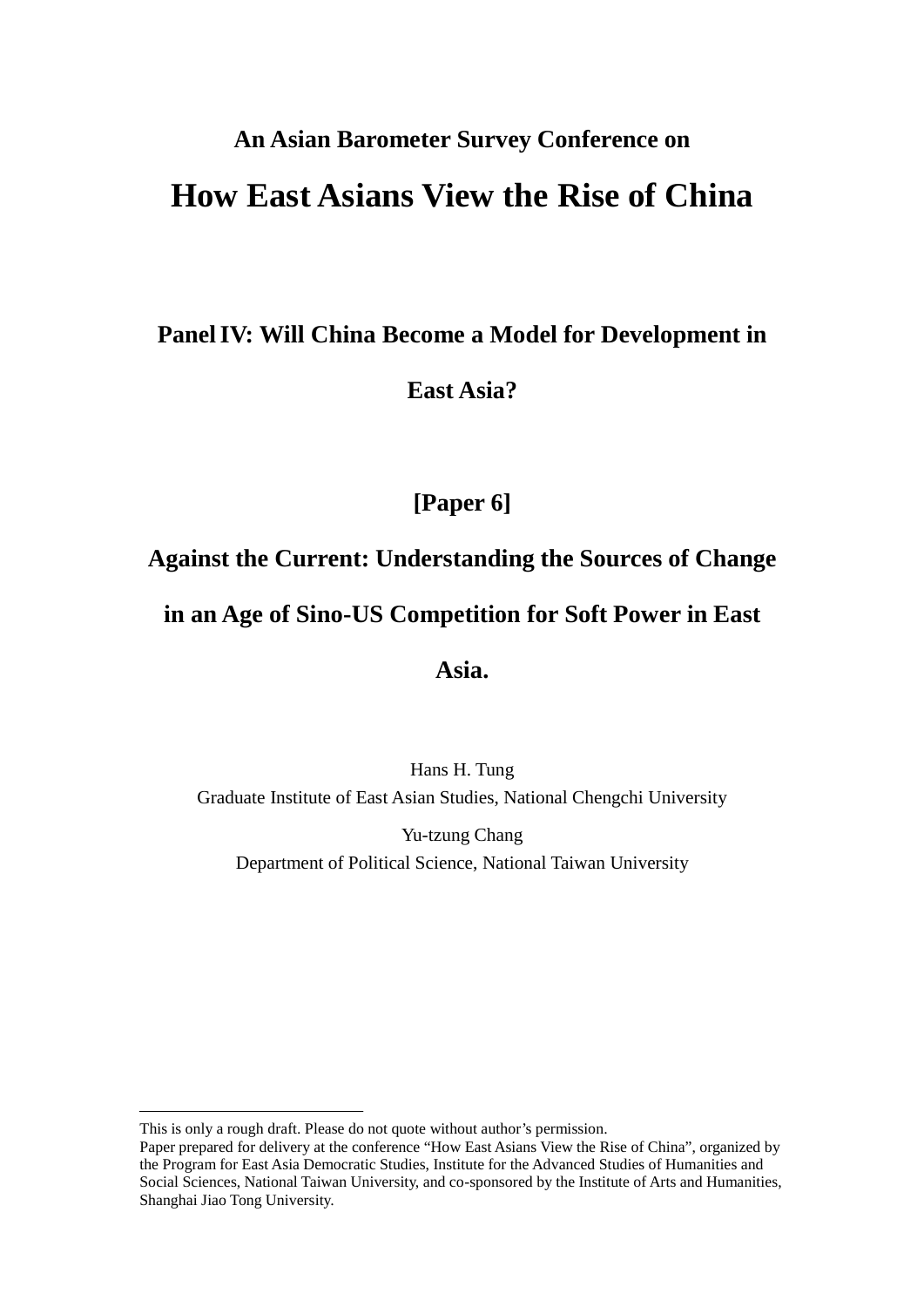**An Asian Barometer Survey Conference on**

# How East Asians View the Rise of China

## Panel IV: Will China Become a Model for Development in East Asia?

## [Paper 6]

## Against the Current: Understanding the Sources of Change in an Age of Sino-US Competition for Soft Power in East Asia.

Hans H. Tung
Graduate Institute of East Asian Studies, National Chengchi University

Yu-tzung Chang
Department of Political Science, National Taiwan University

---

This is only a rough draft. Please do not quote without author's permission.
Paper prepared for delivery at the conference "How East Asians View the Rise of China", organized by the Program for East Asia Democratic Studies, Institute for the Advanced Studies of Humanities and Social Sciences, National Taiwan University, and co-sponsored by the Institute of Arts and Humanities, Shanghai Jiao Tong University.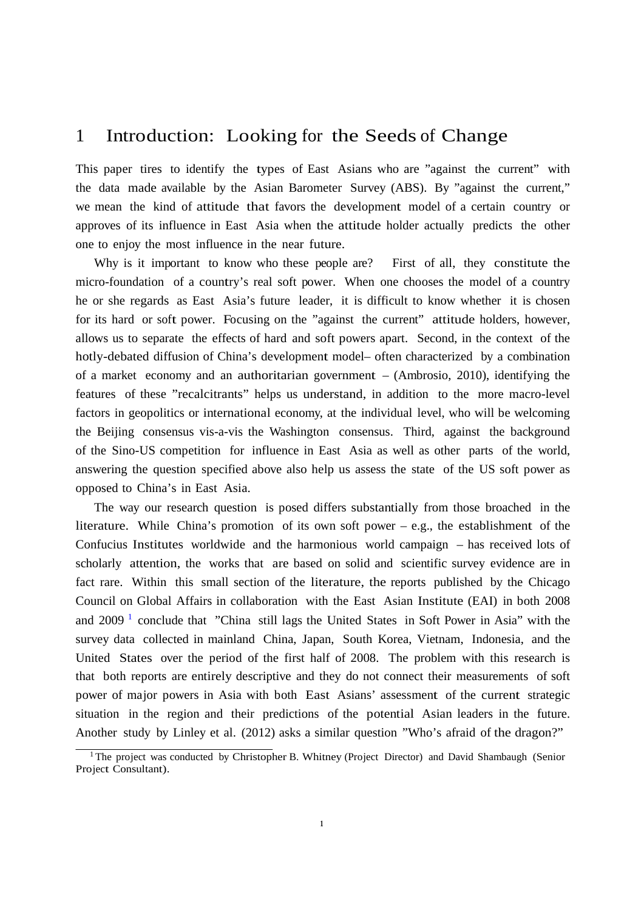# 1 Introduction: Looking for the Seeds of Change

This paper tires to identify the types of East Asians who are "against the current" with the data made available by the Asian Barometer Survey (ABS). By "against the current," we mean the kind of attitude that favors the development model of a certain country or approves of its influence in East Asia when the attitude holder actually predicts the other one to enjoy the most influence in the near future.

Why is it important to know who these people are? First of all, they constitute the micro-foundation of a country's real soft power. When one chooses the model of a country he or she regards as East Asia's future leader, it is difficult to know whether it is chosen for its hard or soft power. Focusing on the "against the current" attitude holders, however, allows us to separate the effects of hard and soft powers apart. Second, in the context of the hotly-debated diffusion of China's development model– often characterized by a combination of a market economy and an authoritarian government – (Ambrosio, 2010), identifying the features of these "recalcitrants" helps us understand, in addition to the more macro-level factors in geopolitics or international economy, at the individual level, who will be welcoming the Beijing consensus vis-a-vis the Washington consensus. Third, against the background of the Sino-US competition for influence in East Asia as well as other parts of the world, answering the question specified above also help us assess the state of the US soft power as opposed to China's in East Asia.

The way our research question is posed differs substantially from those broached in the literature. While China's promotion of its own soft power – e.g., the establishment of the Confucius Institutes worldwide and the harmonious world campaign – has received lots of scholarly attention, the works that are based on solid and scientific survey evidence are in fact rare. Within this small section of the literature, the reports published by the Chicago Council on Global Affairs in collaboration with the East Asian Institute (EAI) in both 2008 and 2009 [1] conclude that "China still lags the United States in Soft Power in Asia" with the survey data collected in mainland China, Japan, South Korea, Vietnam, Indonesia, and the United States over the period of the first half of 2008. The problem with this research is that both reports are entirely descriptive and they do not connect their measurements of soft power of major powers in Asia with both East Asians' assessment of the current strategic situation in the region and their predictions of the potential Asian leaders in the future. Another study by Linley et al. (2012) asks a similar question "Who's afraid of the dragon?"

[1] The project was conducted by Christopher B. Whitney (Project Director) and David Shambaugh (Senior Project Consultant).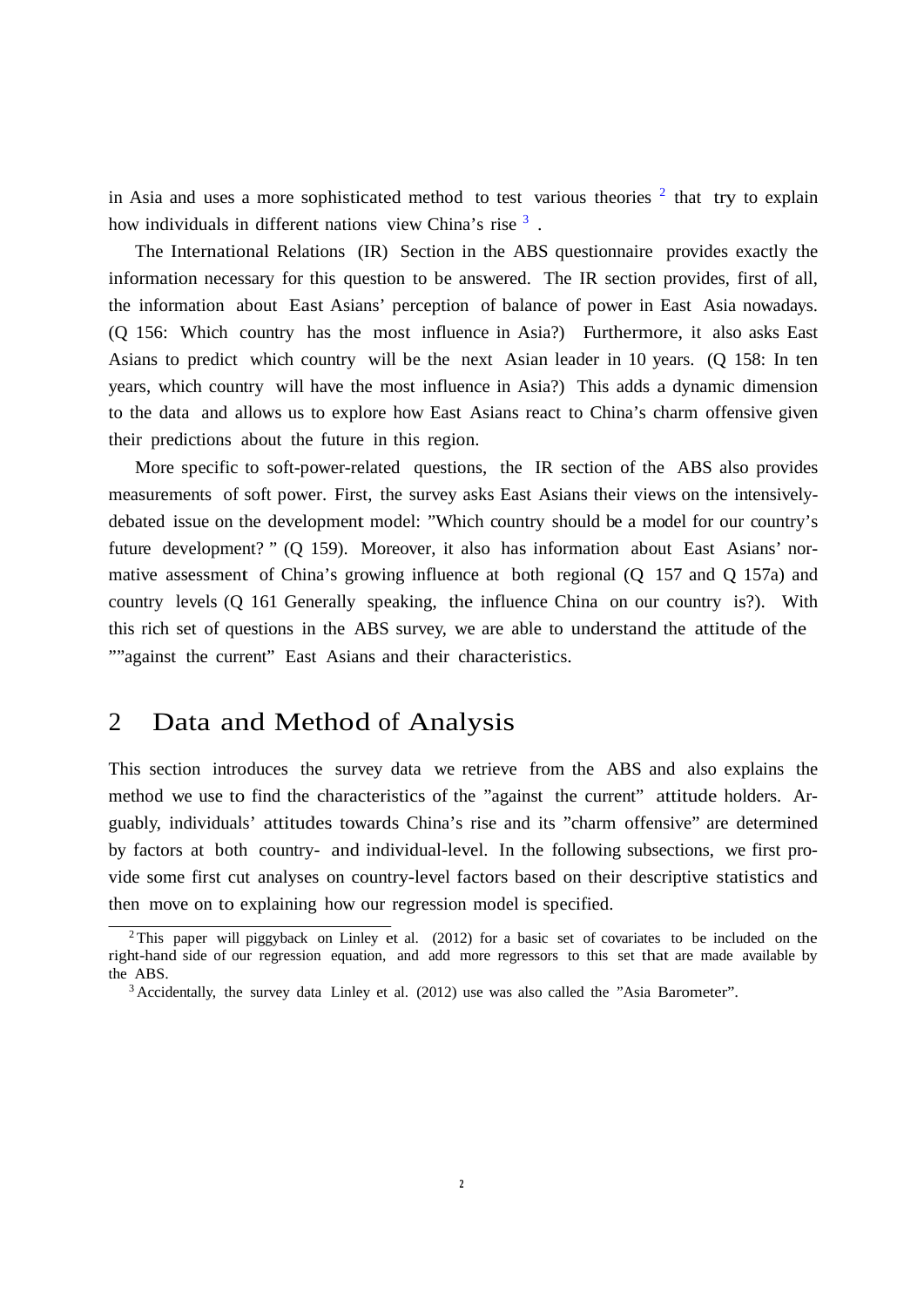in Asia and uses a more sophisticated method to test various theories [2] that try to explain how individuals in different nations view China's rise [3] .

The International Relations (IR) Section in the ABS questionnaire provides exactly the information necessary for this question to be answered. The IR section provides, first of all, the information about East Asians' perception of balance of power in East Asia nowadays. (Q 156: Which country has the most influence in Asia?) Furthermore, it also asks East Asians to predict which country will be the next Asian leader in 10 years. (Q 158: In ten years, which country will have the most influence in Asia?) This adds a dynamic dimension to the data and allows us to explore how East Asians react to China's charm offensive given their predictions about the future in this region.

More specific to soft-power-related questions, the IR section of the ABS also provides measurements of soft power. First, the survey asks East Asians their views on the intensively-debated issue on the development model: "Which country should be a model for our country's future development? " (Q 159). Moreover, it also has information about East Asians' normative assessment of China's growing influence at both regional (Q 157 and Q 157a) and country levels (Q 161 Generally speaking, the influence China on our country is?). With this rich set of questions in the ABS survey, we are able to understand the attitude of the ""against the current" East Asians and their characteristics.

## 2 Data and Method of Analysis

This section introduces the survey data we retrieve from the ABS and also explains the method we use to find the characteristics of the "against the current" attitude holders. Arguably, individuals' attitudes towards China's rise and its "charm offensive" are determined by factors at both country- and individual-level. In the following subsections, we first provide some first cut analyses on country-level factors based on their descriptive statistics and then move on to explaining how our regression model is specified.

---

[2] This paper will piggyback on Linley et al. (2012) for a basic set of covariates to be included on the right-hand side of our regression equation, and add more regressors to this set that are made available by the ABS.

[3] Accidentally, the survey data Linley et al. (2012) use was also called the "Asia Barometer".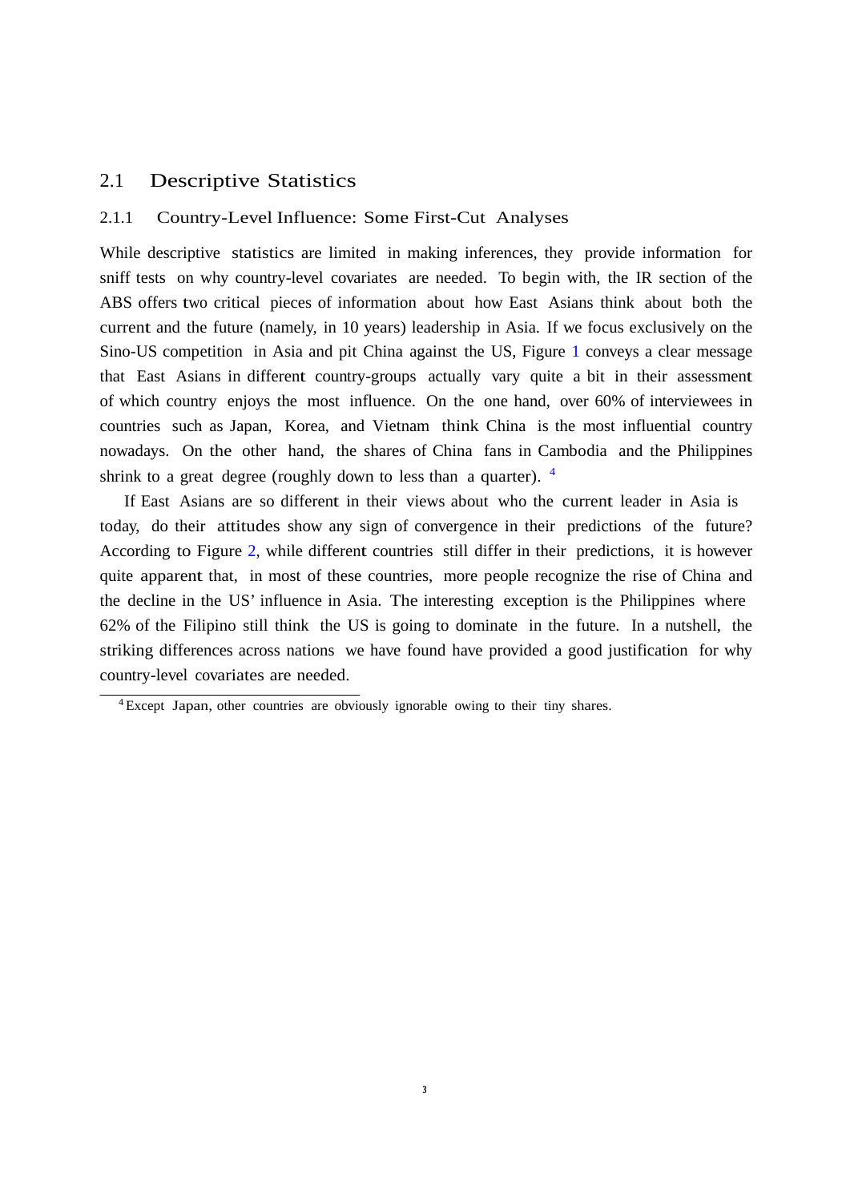## 2.1 Descriptive Statistics

### 2.1.1 Country-Level Influence: Some First-Cut Analyses

While descriptive statistics are limited in making inferences, they provide information for sniff tests on why country-level covariates are needed. To begin with, the IR section of the ABS offers two critical pieces of information about how East Asians think about both the current and the future (namely, in 10 years) leadership in Asia. If we focus exclusively on the Sino-US competition in Asia and pit China against the US, Figure 1 conveys a clear message that East Asians in different country-groups actually vary quite a bit in their assessment of which country enjoys the most influence. On the one hand, over 60% of interviewees in countries such as Japan, Korea, and Vietnam think China is the most influential country nowadays. On the other hand, the shares of China fans in Cambodia and the Philippines shrink to a great degree (roughly down to less than a quarter). [4]

If East Asians are so different in their views about who the current leader in Asia is today, do their attitudes show any sign of convergence in their predictions of the future? According to Figure 2, while different countries still differ in their predictions, it is however quite apparent that, in most of these countries, more people recognize the rise of China and the decline in the US' influence in Asia. The interesting exception is the Philippines where 62% of the Filipino still think the US is going to dominate in the future. In a nutshell, the striking differences across nations we have found have provided a good justification for why country-level covariates are needed.

[4] Except Japan, other countries are obviously ignorable owing to their tiny shares.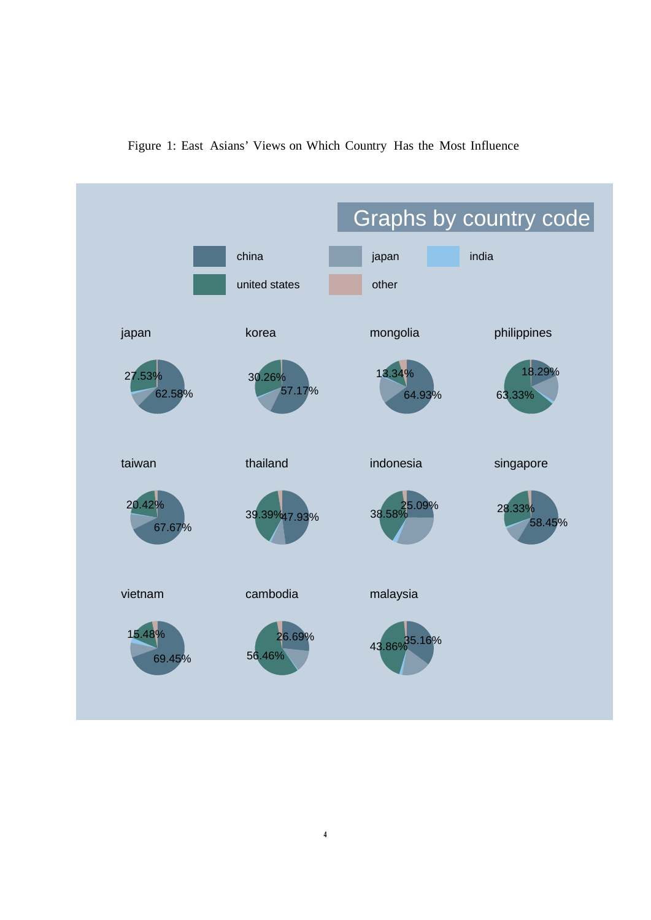Figure 1: East Asians' Views on Which Country Has the Most Influence

Graphs by country code

china | japan | india | united states | other

japan: 27.53% | 62.58%

korea: 30.26% | 57.17%

mongolia: 13.34% | 64.93%

philippines: 18.29% | 63.33%

taiwan: 20.42% | 67.67%

thailand: 39.39% | 47.93%

indonesia: 38.58% | 25.09%

singapore: 28.33% | 58.45%

vietnam: 15.48% | 69.45%

cambodia: 26.69% | 56.46%

malaysia: 43.86% | 35.16%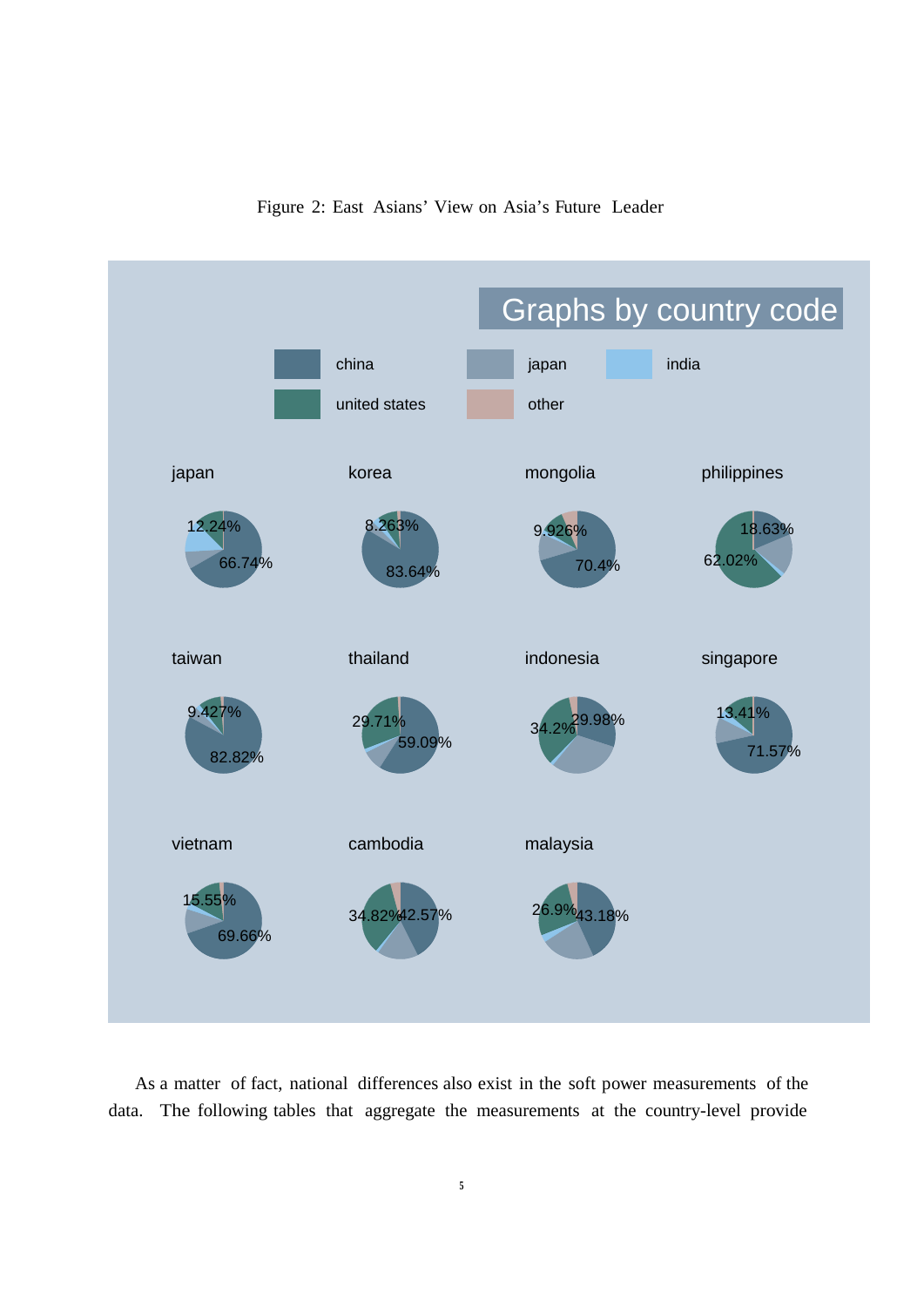Figure 2: East Asians' View on Asia's Future Leader

Graphs by country code

china | japan | india | united states | other

japan: 12.24%, 66.74%
korea: 8.263%, 83.64%
mongolia: 9.926%, 70.4%
philippines: 18.63%, 62.02%
taiwan: 9.427%, 82.82%
thailand: 29.71%, 59.09%
indonesia: 34.2%, 29.98%
singapore: 13.41%, 71.57%
vietnam: 15.55%, 69.66%
cambodia: 34.82%, 42.57%
malaysia: 26.9%, 43.18%

As a matter of fact, national differences also exist in the soft power measurements of the data. The following tables that aggregate the measurements at the country-level provide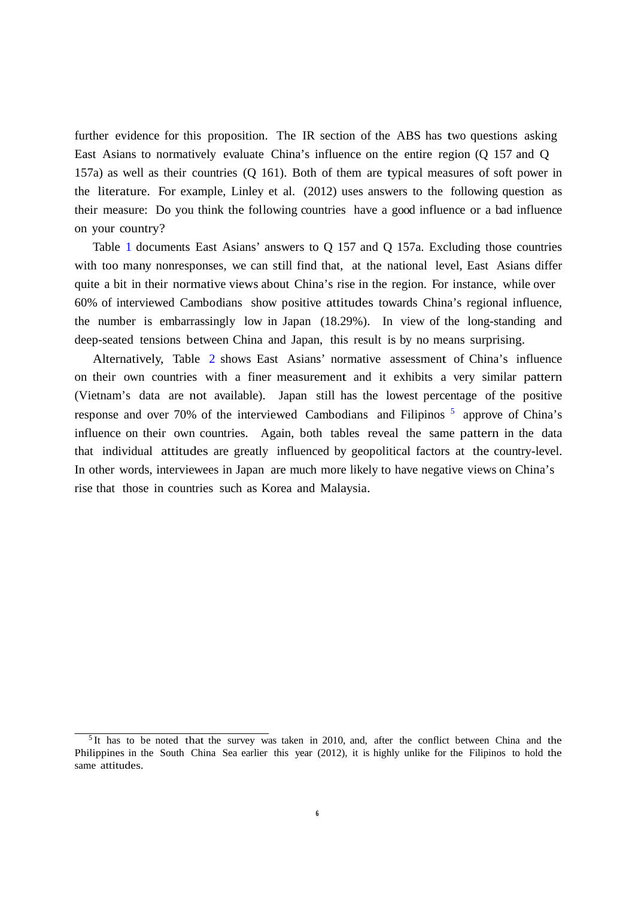further evidence for this proposition. The IR section of the ABS has two questions asking East Asians to normatively evaluate China's influence on the entire region (Q 157 and Q 157a) as well as their countries (Q 161). Both of them are typical measures of soft power in the literature. For example, Linley et al. (2012) uses answers to the following question as their measure: Do you think the following countries have a good influence or a bad influence on your country?

Table 1 documents East Asians' answers to Q 157 and Q 157a. Excluding those countries with too many nonresponses, we can still find that, at the national level, East Asians differ quite a bit in their normative views about China's rise in the region. For instance, while over 60% of interviewed Cambodians show positive attitudes towards China's regional influence, the number is embarrassingly low in Japan (18.29%). In view of the long-standing and deep-seated tensions between China and Japan, this result is by no means surprising.

Alternatively, Table 2 shows East Asians' normative assessment of China's influence on their own countries with a finer measurement and it exhibits a very similar pattern (Vietnam's data are not available). Japan still has the lowest percentage of the positive response and over 70% of the interviewed Cambodians and Filipinos [5] approve of China's influence on their own countries. Again, both tables reveal the same pattern in the data that individual attitudes are greatly influenced by geopolitical factors at the country-level. In other words, interviewees in Japan are much more likely to have negative views on China's rise that those in countries such as Korea and Malaysia.

[5] It has to be noted that the survey was taken in 2010, and, after the conflict between China and the Philippines in the South China Sea earlier this year (2012), it is highly unlike for the Filipinos to hold the same attitudes.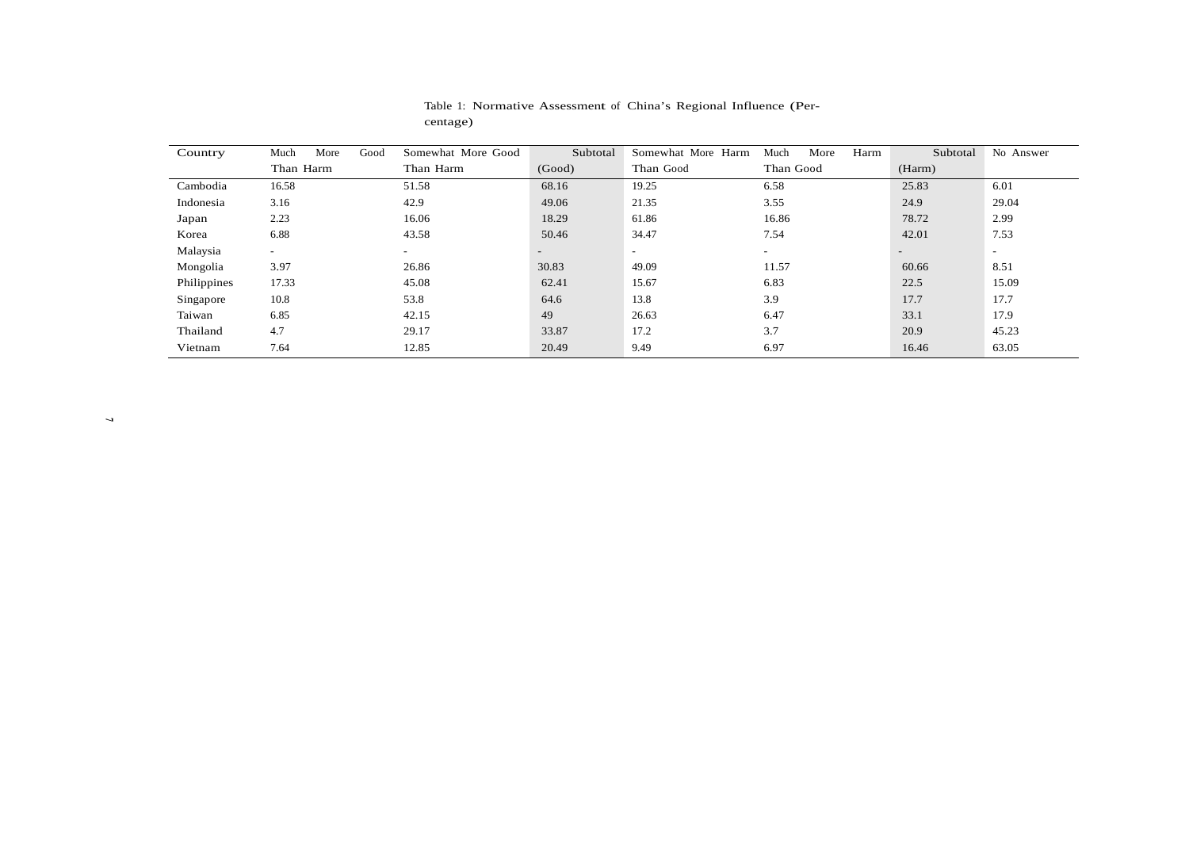Table 1: Normative Assessment of China's Regional Influence (Percentage)

| Country | Much More Good Than Harm | Somewhat More Good Than Harm | Subtotal (Good) | Somewhat More Harm Than Good | Much More Harm Than Good | Subtotal (Harm) | No Answer |
|---|---|---|---|---|---|---|---|
| Cambodia | 16.58 | 51.58 | 68.16 | 19.25 | 6.58 | 25.83 | 6.01 |
| Indonesia | 3.16 | 42.9 | 49.06 | 21.35 | 3.55 | 24.9 | 29.04 |
| Japan | 2.23 | 16.06 | 18.29 | 61.86 | 16.86 | 78.72 | 2.99 |
| Korea | 6.88 | 43.58 | 50.46 | 34.47 | 7.54 | 42.01 | 7.53 |
| Malaysia | - | - | - | - | - | - | - |
| Mongolia | 3.97 | 26.86 | 30.83 | 49.09 | 11.57 | 60.66 | 8.51 |
| Philippines | 17.33 | 45.08 | 62.41 | 15.67 | 6.83 | 22.5 | 15.09 |
| Singapore | 10.8 | 53.8 | 64.6 | 13.8 | 3.9 | 17.7 | 17.7 |
| Taiwan | 6.85 | 42.15 | 49 | 26.63 | 6.47 | 33.1 | 17.9 |
| Thailand | 4.7 | 29.17 | 33.87 | 17.2 | 3.7 | 20.9 | 45.23 |
| Vietnam | 7.64 | 12.85 | 20.49 | 9.49 | 6.97 | 16.46 | 63.05 |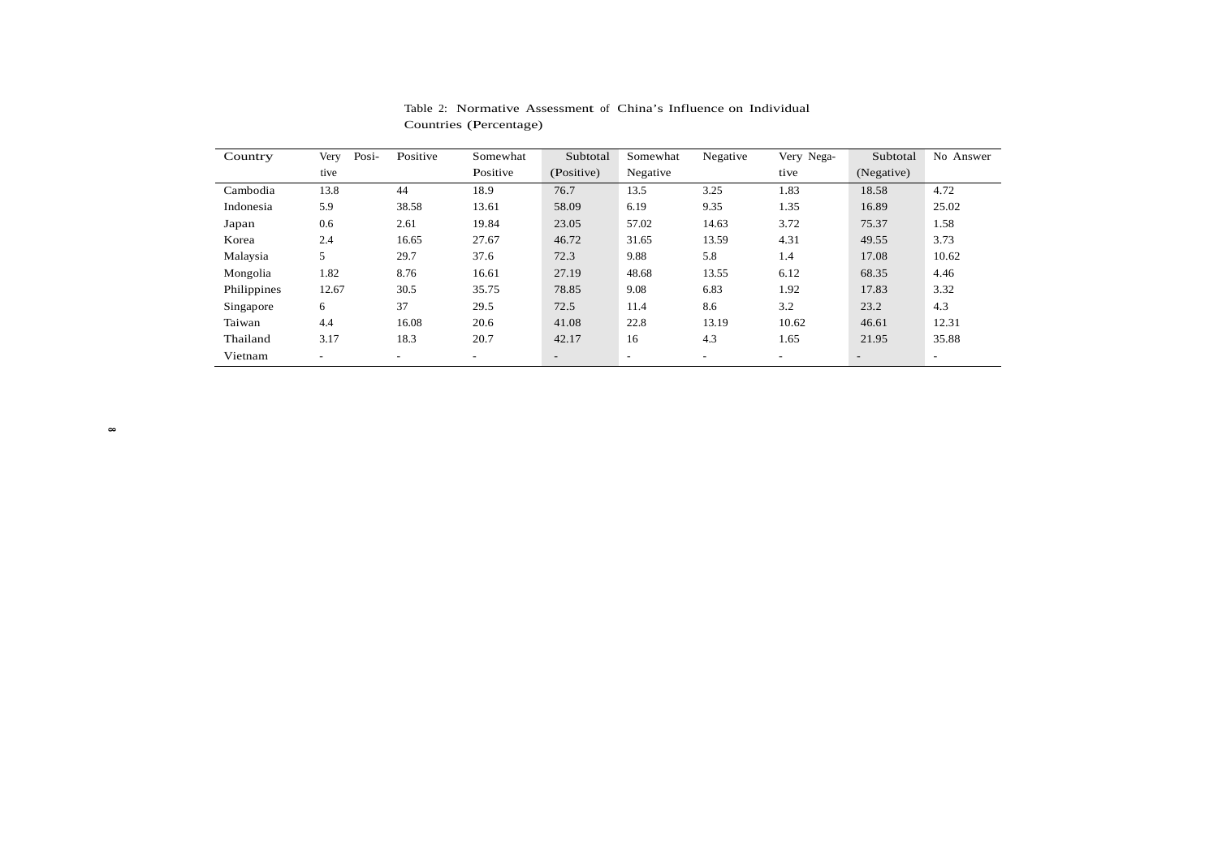Table 2: Normative Assessment of China's Influence on Individual Countries (Percentage)

| Country | Very Positive | Positive | Somewhat Positive | Subtotal (Positive) | Somewhat Negative | Negative | Very Negative | Subtotal (Negative) | No Answer |
|---|---|---|---|---|---|---|---|---|---|
| Cambodia | 13.8 | 44 | 18.9 | 76.7 | 13.5 | 3.25 | 1.83 | 18.58 | 4.72 |
| Indonesia | 5.9 | 38.58 | 13.61 | 58.09 | 6.19 | 9.35 | 1.35 | 16.89 | 25.02 |
| Japan | 0.6 | 2.61 | 19.84 | 23.05 | 57.02 | 14.63 | 3.72 | 75.37 | 1.58 |
| Korea | 2.4 | 16.65 | 27.67 | 46.72 | 31.65 | 13.59 | 4.31 | 49.55 | 3.73 |
| Malaysia | 5 | 29.7 | 37.6 | 72.3 | 9.88 | 5.8 | 1.4 | 17.08 | 10.62 |
| Mongolia | 1.82 | 8.76 | 16.61 | 27.19 | 48.68 | 13.55 | 6.12 | 68.35 | 4.46 |
| Philippines | 12.67 | 30.5 | 35.75 | 78.85 | 9.08 | 6.83 | 1.92 | 17.83 | 3.32 |
| Singapore | 6 | 37 | 29.5 | 72.5 | 11.4 | 8.6 | 3.2 | 23.2 | 4.3 |
| Taiwan | 4.4 | 16.08 | 20.6 | 41.08 | 22.8 | 13.19 | 10.62 | 46.61 | 12.31 |
| Thailand | 3.17 | 18.3 | 20.7 | 42.17 | 16 | 4.3 | 1.65 | 21.95 | 35.88 |
| Vietnam | - | - | - | - | - | - | - | - | - |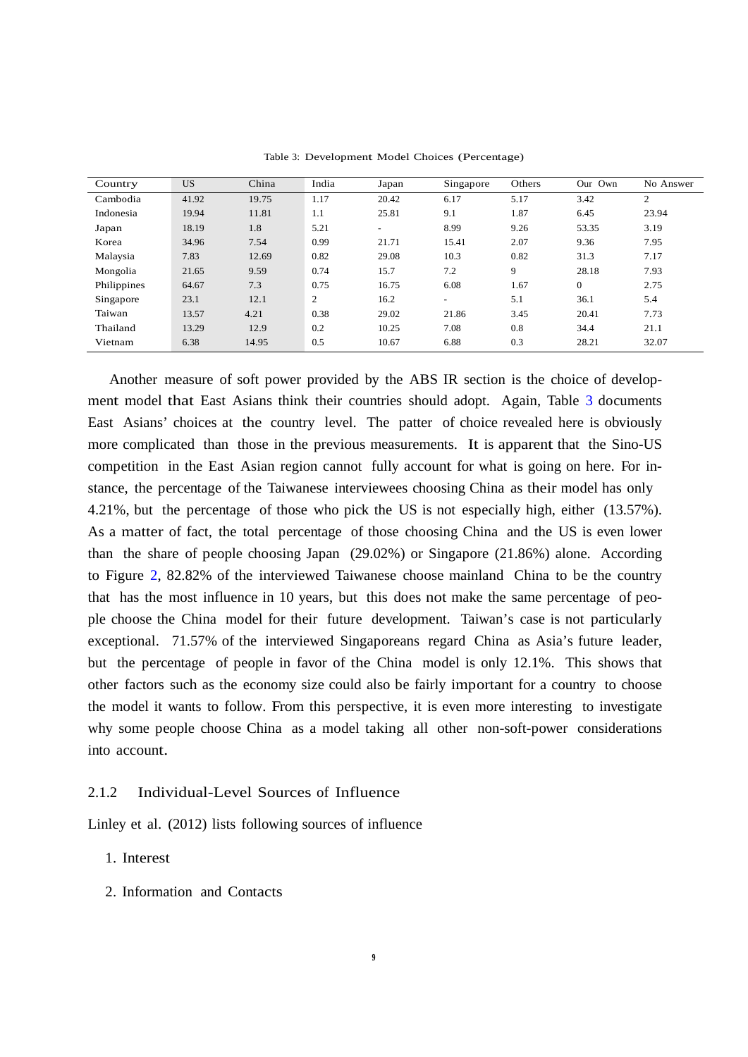Table 3: Development Model Choices (Percentage)

| Country | US | China | India | Japan | Singapore | Others | Our Own | No Answer |
|---|---|---|---|---|---|---|---|---|
| Cambodia | 41.92 | 19.75 | 1.17 | 20.42 | 6.17 | 5.17 | 3.42 | 2 |
| Indonesia | 19.94 | 11.81 | 1.1 | 25.81 | 9.1 | 1.87 | 6.45 | 23.94 |
| Japan | 18.19 | 1.8 | 5.21 | - | 8.99 | 9.26 | 53.35 | 3.19 |
| Korea | 34.96 | 7.54 | 0.99 | 21.71 | 15.41 | 2.07 | 9.36 | 7.95 |
| Malaysia | 7.83 | 12.69 | 0.82 | 29.08 | 10.3 | 0.82 | 31.3 | 7.17 |
| Mongolia | 21.65 | 9.59 | 0.74 | 15.7 | 7.2 | 9 | 28.18 | 7.93 |
| Philippines | 64.67 | 7.3 | 0.75 | 16.75 | 6.08 | 1.67 | 0 | 2.75 |
| Singapore | 23.1 | 12.1 | 2 | 16.2 | - | 5.1 | 36.1 | 5.4 |
| Taiwan | 13.57 | 4.21 | 0.38 | 29.02 | 21.86 | 3.45 | 20.41 | 7.73 |
| Thailand | 13.29 | 12.9 | 0.2 | 10.25 | 7.08 | 0.8 | 34.4 | 21.1 |
| Vietnam | 6.38 | 14.95 | 0.5 | 10.67 | 6.88 | 0.3 | 28.21 | 32.07 |

Another measure of soft power provided by the ABS IR section is the choice of development model that East Asians think their countries should adopt. Again, Table 3 documents East Asians' choices at the country level. The patter of choice revealed here is obviously more complicated than those in the previous measurements. It is apparent that the Sino-US competition in the East Asian region cannot fully account for what is going on here. For instance, the percentage of the Taiwanese interviewees choosing China as their model has only 4.21%, but the percentage of those who pick the US is not especially high, either (13.57%). As a matter of fact, the total percentage of those choosing China and the US is even lower than the share of people choosing Japan (29.02%) or Singapore (21.86%) alone. According to Figure 2, 82.82% of the interviewed Taiwanese choose mainland China to be the country that has the most influence in 10 years, but this does not make the same percentage of people choose the China model for their future development. Taiwan's case is not particularly exceptional. 71.57% of the interviewed Singaporeans regard China as Asia's future leader, but the percentage of people in favor of the China model is only 12.1%. This shows that other factors such as the economy size could also be fairly important for a country to choose the model it wants to follow. From this perspective, it is even more interesting to investigate why some people choose China as a model taking all other non-soft-power considerations into account.

### 2.1.2 Individual-Level Sources of Influence

Linley et al. (2012) lists following sources of influence

1. Interest
2. Information and Contacts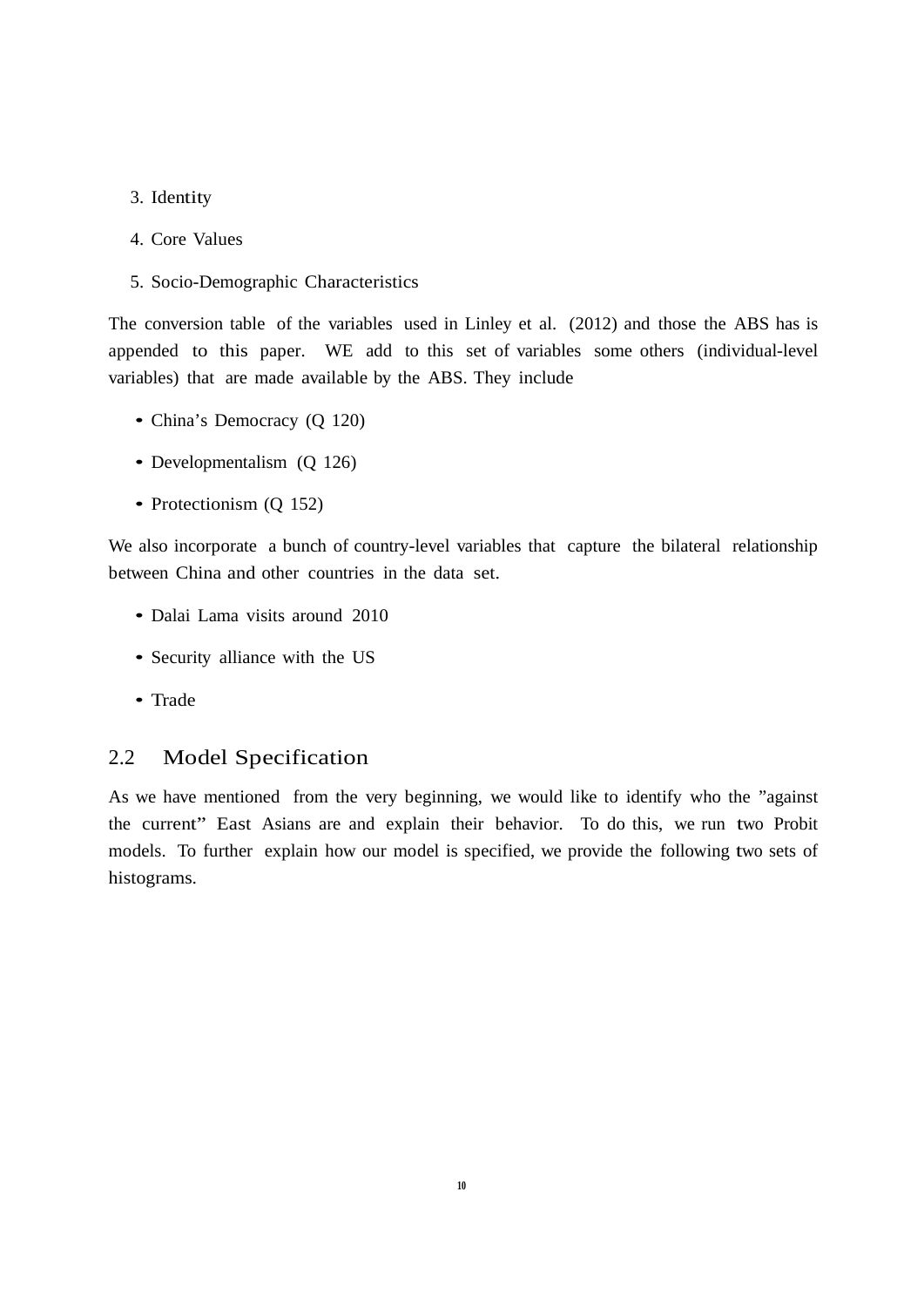3. Identity
4. Core Values
5. Socio-Demographic Characteristics

The conversion table of the variables used in Linley et al. (2012) and those the ABS has is appended to this paper. WE add to this set of variables some others (individual-level variables) that are made available by the ABS. They include

- China's Democracy (Q 120)
- Developmentalism (Q 126)
- Protectionism (Q 152)

We also incorporate a bunch of country-level variables that capture the bilateral relationship between China and other countries in the data set.

- Dalai Lama visits around 2010
- Security alliance with the US
- Trade

## 2.2 Model Specification

As we have mentioned from the very beginning, we would like to identify who the "against the current" East Asians are and explain their behavior. To do this, we run two Probit models. To further explain how our model is specified, we provide the following two sets of histograms.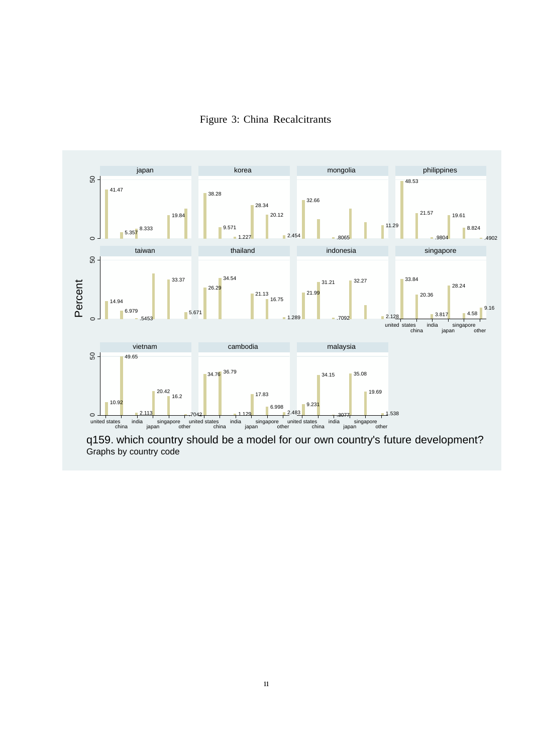Figure 3: China Recalcitrants

| Country | united states | china | india | japan | singapore | other |
|---|---|---|---|---|---|---|
| japan | 41.47 | 5.357 | | 8.333 | 19.84 | |
| korea | 38.28 | 9.571 | 1.227 | 28.34 | 20.12 | 2.454 |
| mongolia | 32.66 | | .8065 | | | 11.29 |
| philippines | 48.53 | 21.57 | .9804 | 19.61 | 8.824 | .4902 |
| taiwan | 14.94 | 6.979 | .5453 | | 33.37 | 5.671 |
| thailand | 26.29 | 34.54 | | 21.13 | 16.75 | 1.289 |
| indonesia | 21.99 | 31.21 | .7092 | 32.27 | | 2.128 |
| singapore | 33.84 | 20.36 | 3.817 | 28.24 | 4.58 | 9.16 |
| vietnam | 10.92 | 49.65 | 2.113 | 20.42 | 16.2 | .7042 |
| cambodia | 34.76 | 36.79 | 1.129 | 17.83 | 6.998 | 2.483 |
| malaysia | 9.231 | 34.15 | .3077 | 35.08 | 19.69 | 1.538 |

Percent

q159. which country should be a model for our own country's future development?
Graphs by country code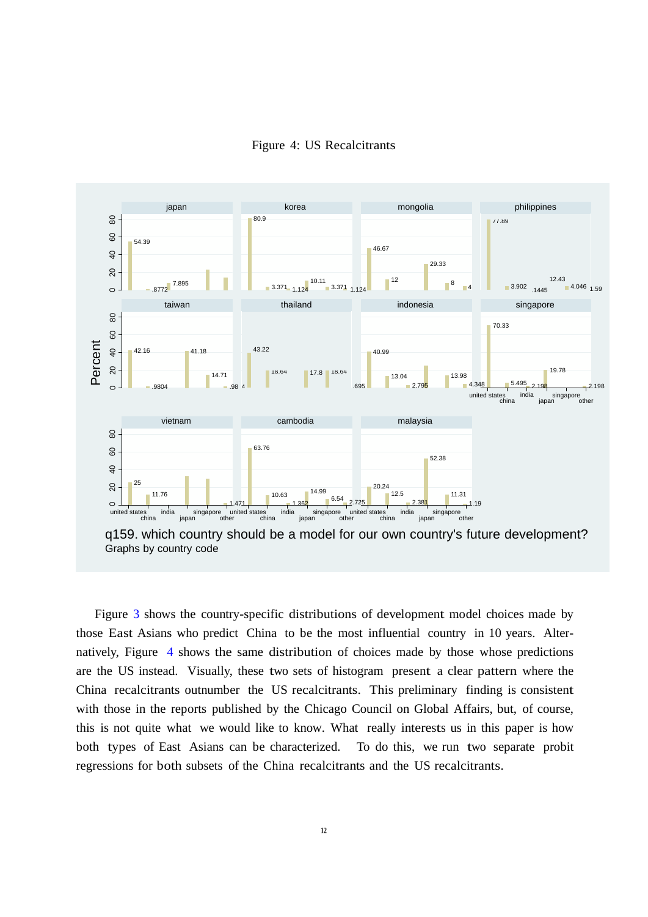Figure 4: US Recalcitrants

Figure 3 shows the country-specific distributions of development model choices made by those East Asians who predict China to be the most influential country in 10 years. Alternatively, Figure 4 shows the same distribution of choices made by those whose predictions are the US instead. Visually, these two sets of histogram present a clear pattern where the China recalcitrants outnumber the US recalcitrants. This preliminary finding is consistent with those in the reports published by the Chicago Council on Global Affairs, but, of course, this is not quite what we would like to know. What really interests us in this paper is how both types of East Asians can be characterized. To do this, we run two separate probit regressions for both subsets of the China recalcitrants and the US recalcitrants.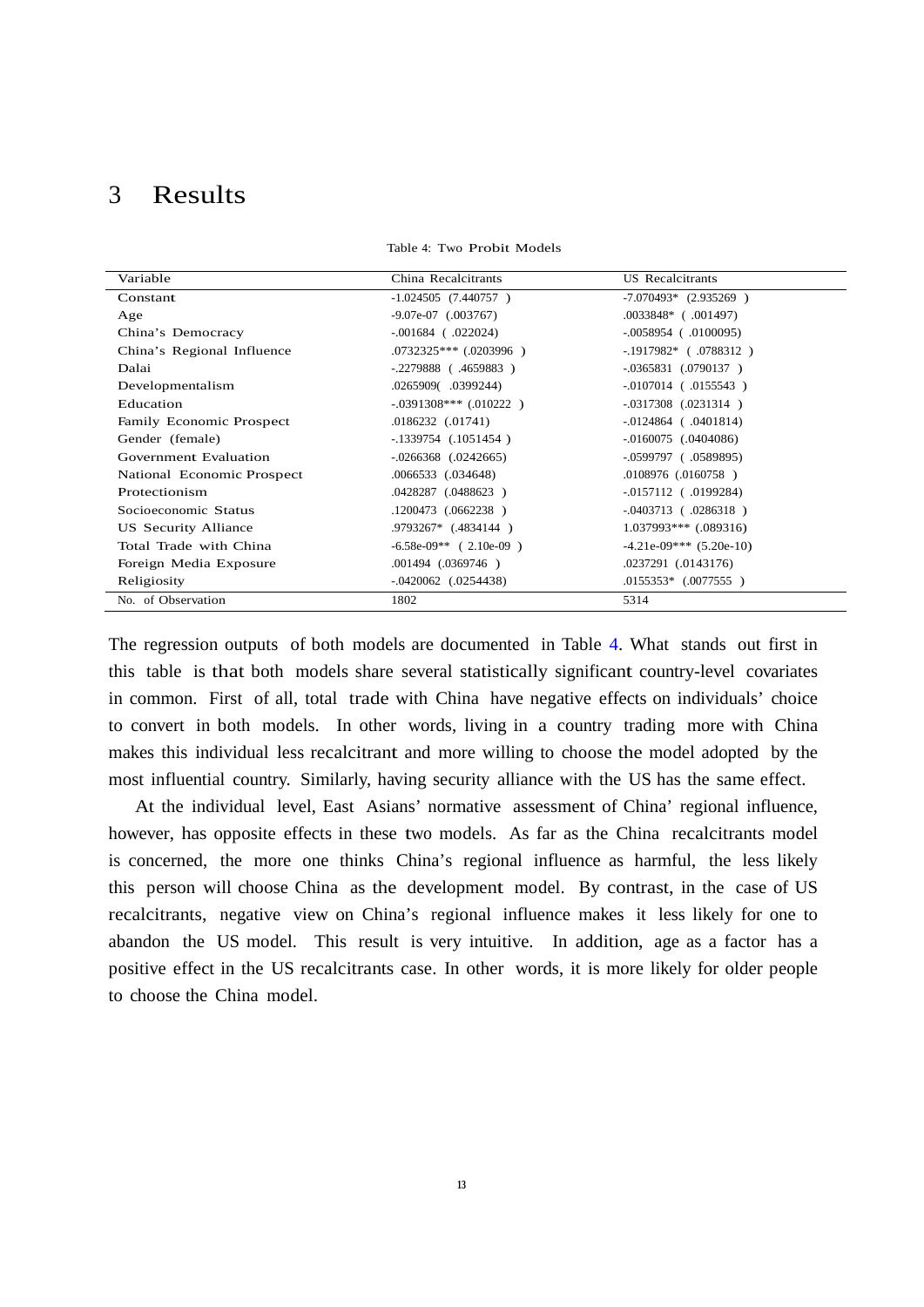# 3 Results

Table 4: Two Probit Models

| Variable | China Recalcitrants | US Recalcitrants |
|---|---|---|
| Constant | -1.024505 (7.440757 ) | -7.070493* (2.935269 ) |
| Age | -9.07e-07 (.003767) | .0033848* ( .001497) |
| China's Democracy | -.001684 ( .022024) | -.0058954 ( .0100095) |
| China's Regional Influence | .0732325*** (.0203996 ) | -.1917982* ( .0788312 ) |
| Dalai | -.2279888 ( .4659883 ) | -.0365831 (.0790137 ) |
| Developmentalism | .0265909( .0399244) | -.0107014 ( .0155543 ) |
| Education | -.0391308*** (.010222 ) | -.0317308 (.0231314 ) |
| Family Economic Prospect | .0186232 (.01741) | -.0124864 ( .0401814) |
| Gender (female) | -.1339754 (.1051454 ) | -.0160075 (.0404086) |
| Government Evaluation | -.0266368 (.0242665) | -.0599797 ( .0589895) |
| National Economic Prospect | .0066533 (.034648) | .0108976 (.0160758 ) |
| Protectionism | .0428287 (.0488623 ) | -.0157112 ( .0199284) |
| Socioeconomic Status | .1200473 (.0662238 ) | -.0403713 ( .0286318 ) |
| US Security Alliance | .9793267* (.4834144 ) | 1.037993*** (.089316) |
| Total Trade with China | -6.58e-09** ( 2.10e-09 ) | -4.21e-09*** (5.20e-10) |
| Foreign Media Exposure | .001494 (.0369746 ) | .0237291 (.0143176) |
| Religiosity | -.0420062 (.0254438) | .0155353* (.0077555 ) |
| No. of Observation | 1802 | 5314 |

The regression outputs of both models are documented in Table 4. What stands out first in this table is that both models share several statistically significant country-level covariates in common. First of all, total trade with China have negative effects on individuals' choice to convert in both models. In other words, living in a country trading more with China makes this individual less recalcitrant and more willing to choose the model adopted by the most influential country. Similarly, having security alliance with the US has the same effect.

At the individual level, East Asians' normative assessment of China' regional influence, however, has opposite effects in these two models. As far as the China recalcitrants model is concerned, the more one thinks China's regional influence as harmful, the less likely this person will choose China as the development model. By contrast, in the case of US recalcitrants, negative view on China's regional influence makes it less likely for one to abandon the US model. This result is very intuitive. In addition, age as a factor has a positive effect in the US recalcitrants case. In other words, it is more likely for older people to choose the China model.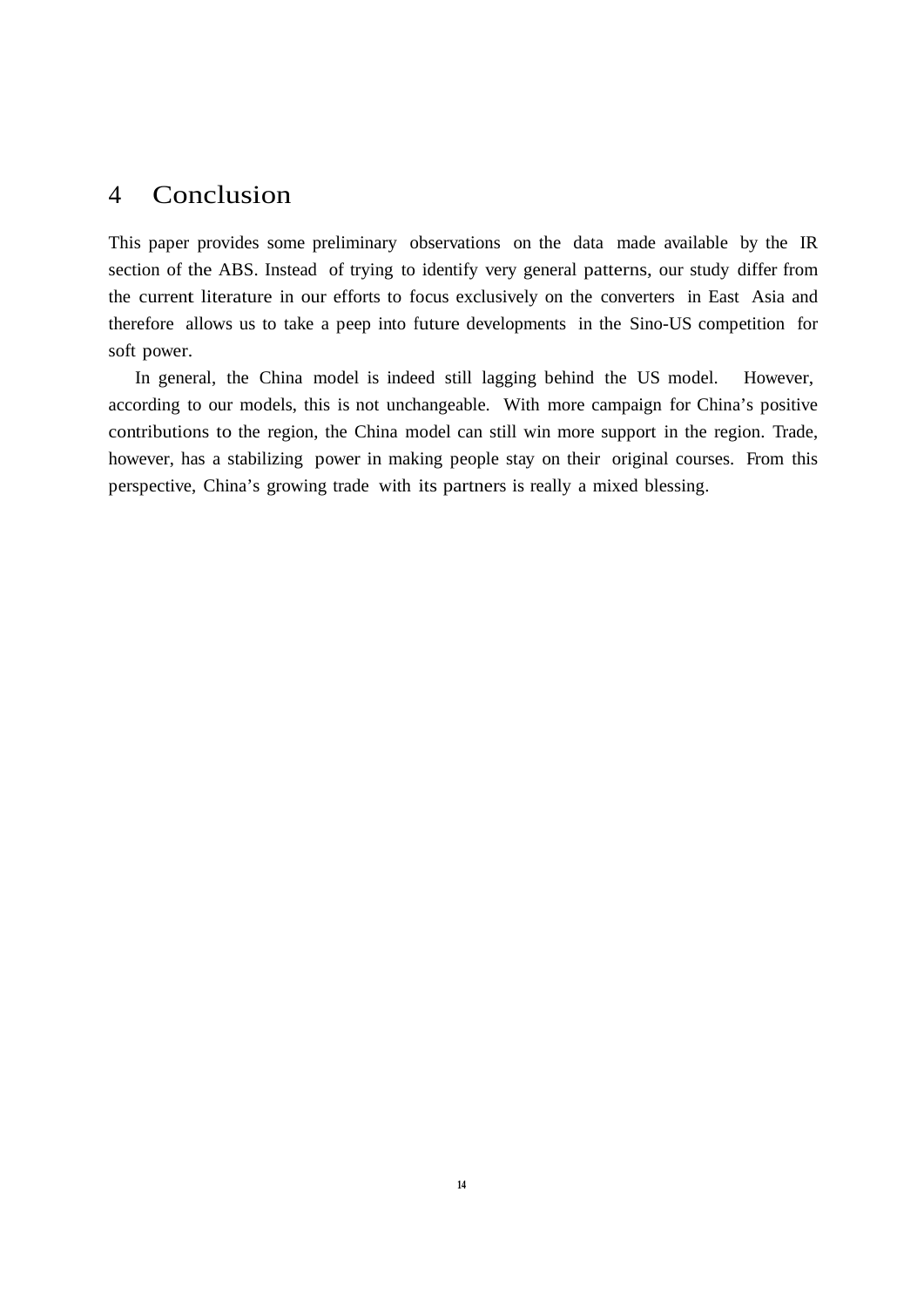# 4 Conclusion

This paper provides some preliminary observations on the data made available by the IR section of the ABS. Instead of trying to identify very general patterns, our study differ from the current literature in our efforts to focus exclusively on the converters in East Asia and therefore allows us to take a peep into future developments in the Sino-US competition for soft power.

In general, the China model is indeed still lagging behind the US model. However, according to our models, this is not unchangeable. With more campaign for China's positive contributions to the region, the China model can still win more support in the region. Trade, however, has a stabilizing power in making people stay on their original courses. From this perspective, China's growing trade with its partners is really a mixed blessing.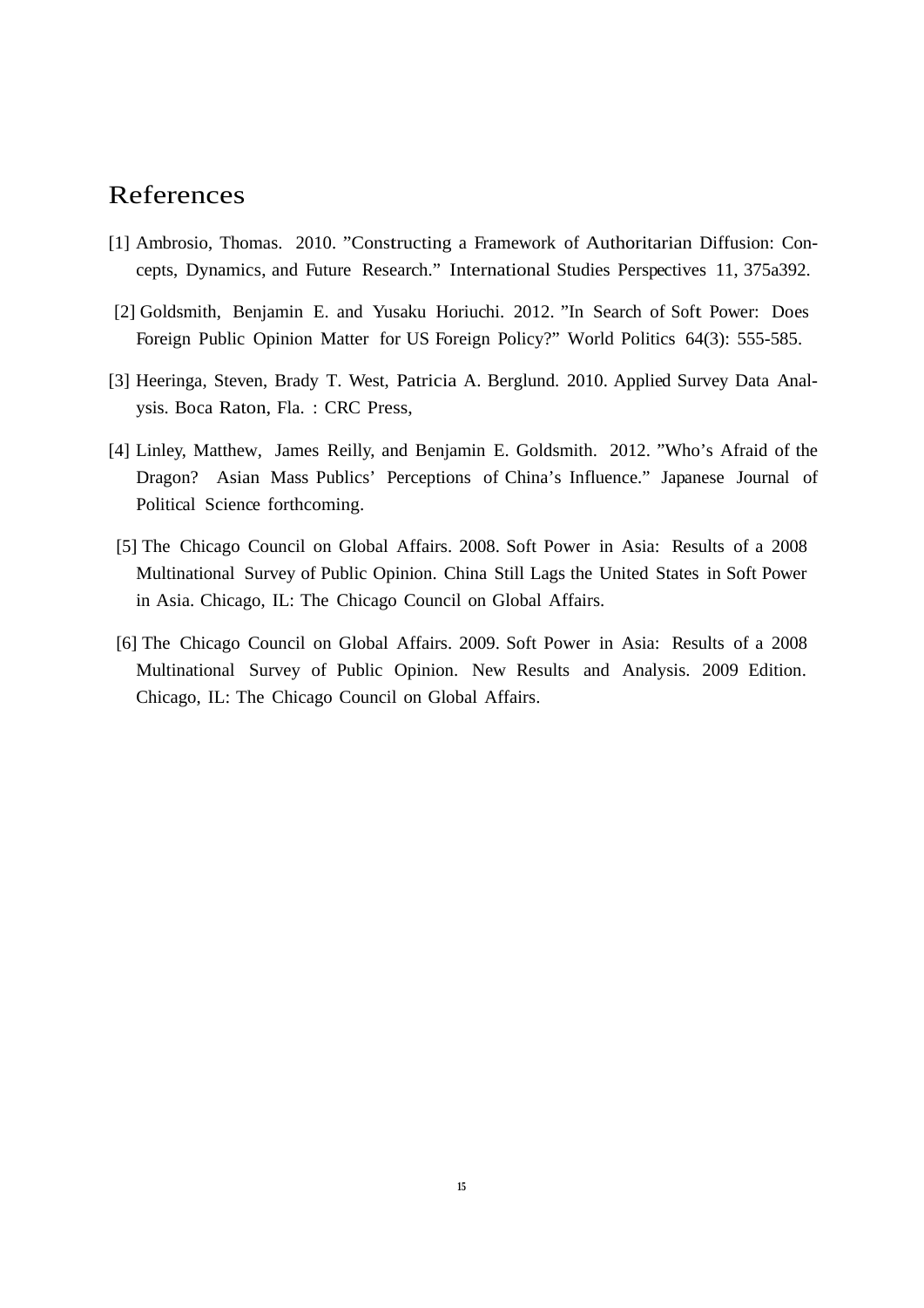# References

[1] Ambrosio, Thomas. 2010. "Constructing a Framework of Authoritarian Diffusion: Concepts, Dynamics, and Future Research." International Studies Perspectives 11, 375a392.

[2] Goldsmith, Benjamin E. and Yusaku Horiuchi. 2012. "In Search of Soft Power: Does Foreign Public Opinion Matter for US Foreign Policy?" World Politics 64(3): 555-585.

[3] Heeringa, Steven, Brady T. West, Patricia A. Berglund. 2010. Applied Survey Data Analysis. Boca Raton, Fla. : CRC Press,

[4] Linley, Matthew, James Reilly, and Benjamin E. Goldsmith. 2012. "Who's Afraid of the Dragon? Asian Mass Publics' Perceptions of China's Influence." Japanese Journal of Political Science forthcoming.

[5] The Chicago Council on Global Affairs. 2008. Soft Power in Asia: Results of a 2008 Multinational Survey of Public Opinion. China Still Lags the United States in Soft Power in Asia. Chicago, IL: The Chicago Council on Global Affairs.

[6] The Chicago Council on Global Affairs. 2009. Soft Power in Asia: Results of a 2008 Multinational Survey of Public Opinion. New Results and Analysis. 2009 Edition. Chicago, IL: The Chicago Council on Global Affairs.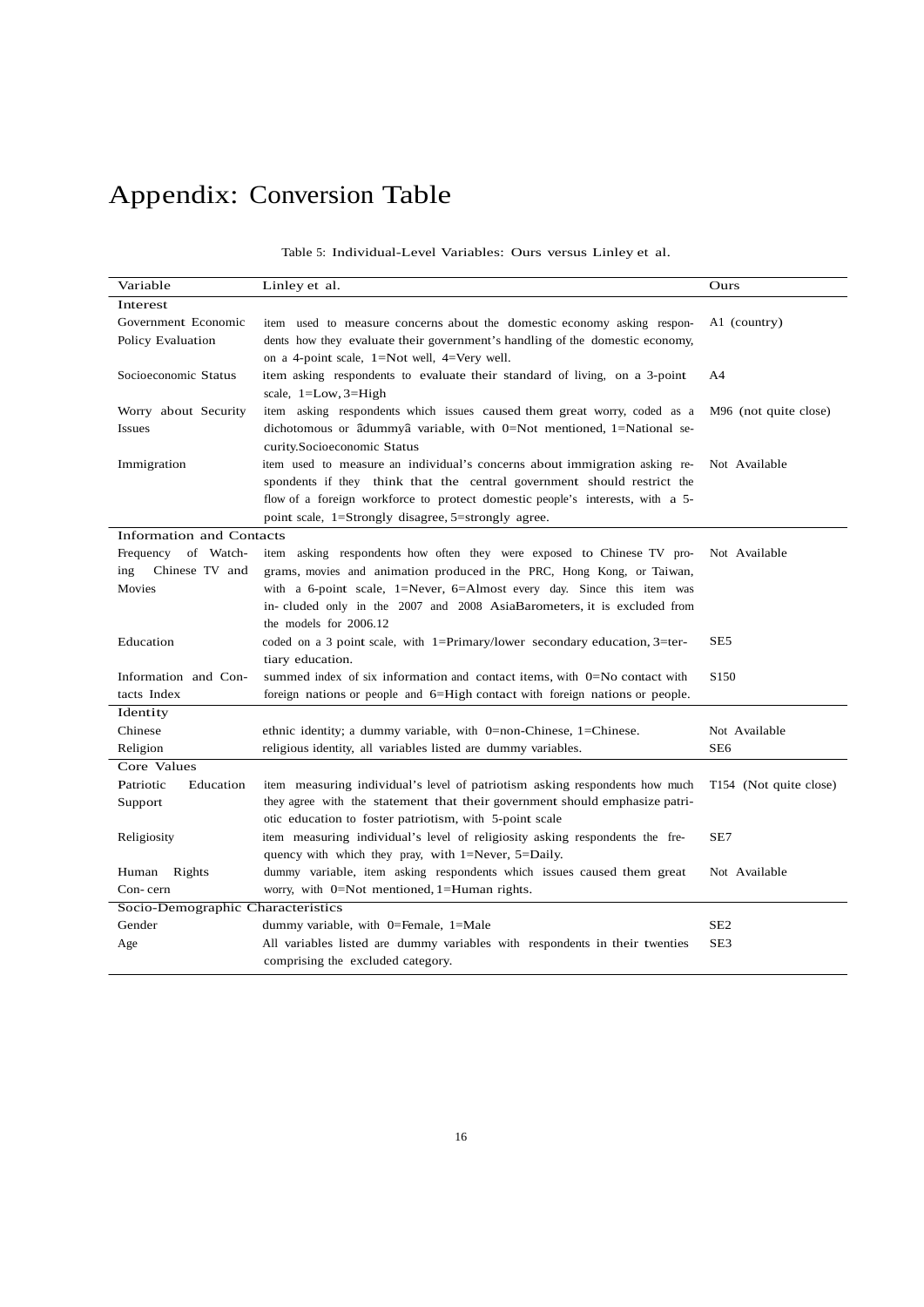# Appendix: Conversion Table

Table 5: Individual-Level Variables: Ours versus Linley et al.

| Variable | Linley et al. | Ours |
|---|---|---|
| **Interest** | | |
| Government Economic Policy Evaluation | item used to measure concerns about the domestic economy asking respondents how they evaluate their government's handling of the domestic economy, on a 4-point scale, 1=Not well, 4=Very well. | A1 (country) |
| Socioeconomic Status | item asking respondents to evaluate their standard of living, on a 3-point scale, 1=Low, 3=High | A4 |
| Worry about Security Issues | item asking respondents which issues caused them great worry, coded as a dichotomous or âdummyâ variable, with 0=Not mentioned, 1=National security.Socioeconomic Status | M96 (not quite close) |
| Immigration | item used to measure an individual's concerns about immigration asking respondents if they think that the central government should restrict the flow of a foreign workforce to protect domestic people's interests, with a 5-point scale, 1=Strongly disagree, 5=strongly agree. | Not Available |
| **Information and Contacts** | | |
| Frequency of Watching Chinese TV and Movies | item asking respondents how often they were exposed to Chinese TV programs, movies and animation produced in the PRC, Hong Kong, or Taiwan, with a 6-point scale, 1=Never, 6=Almost every day. Since this item was in- cluded only in the 2007 and 2008 AsiaBarometers, it is excluded from the models for 2006.12 | Not Available |
| Education | coded on a 3 point scale, with 1=Primary/lower secondary education, 3=tertiary education. | SE5 |
| Information and Contacts Index | summed index of six information and contact items, with 0=No contact with foreign nations or people and 6=High contact with foreign nations or people. | S150 |
| **Identity** | | |
| Chinese | ethnic identity; a dummy variable, with 0=non-Chinese, 1=Chinese. | Not Available |
| Religion | religious identity, all variables listed are dummy variables. | SE6 |
| **Core Values** | | |
| Patriotic Education Support | item measuring individual's level of patriotism asking respondents how much they agree with the statement that their government should emphasize patriotic education to foster patriotism, with 5-point scale | T154 (Not quite close) |
| Religiosity | item measuring individual's level of religiosity asking respondents the frequency with which they pray, with 1=Never, 5=Daily. | SE7 |
| Human Rights Con- cern | dummy variable, item asking respondents which issues caused them great worry, with 0=Not mentioned, 1=Human rights. | Not Available |
| **Socio-Demographic Characteristics** | | |
| Gender | dummy variable, with 0=Female, 1=Male | SE2 |
| Age | All variables listed are dummy variables with respondents in their twenties comprising the excluded category. | SE3 |